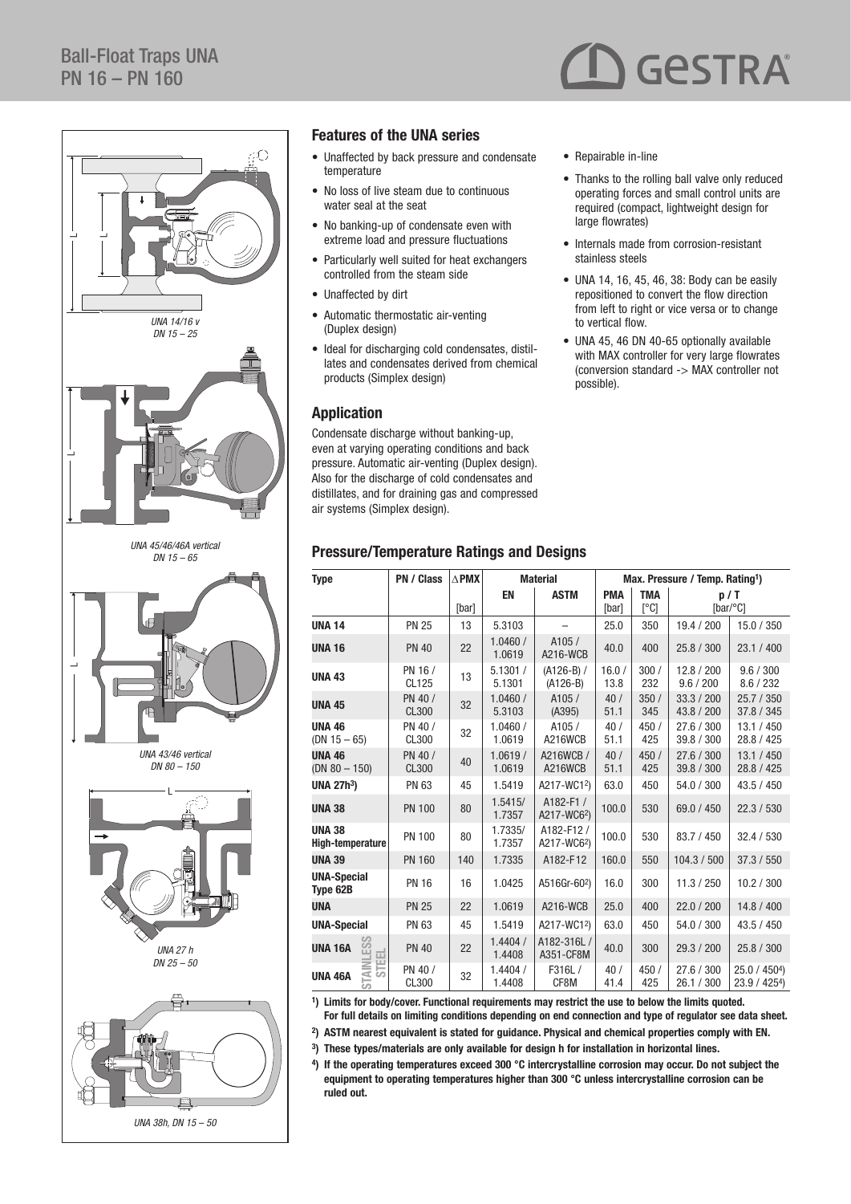# Ball-Float Traps UNA PN 16 – PN 160

GESTRA

*UNA 14/16 v*
*DN 15 – 25*

*UNA 45/46/46A vertical*
*DN 15 – 65*

*UNA 43/46 vertical*
*DN 80 – 150*

*UNA 27 h*
*DN 25 – 50*

*UNA 38h, DN 15 – 50*

## Features of the UNA series

- Unaffected by back pressure and condensate temperature
- No loss of live steam due to continuous water seal at the seat
- No banking-up of condensate even with extreme load and pressure fluctuations
- Particularly well suited for heat exchangers controlled from the steam side
- Unaffected by dirt
- Automatic thermostatic air-venting (Duplex design)
- Ideal for discharging cold condensates, distillates and condensates derived from chemical products (Simplex design)
- Repairable in-line
- Thanks to the rolling ball valve only reduced operating forces and small control units are required (compact, lightweight design for large flowrates)
- Internals made from corrosion-resistant stainless steels
- UNA 14, 16, 45, 46, 38: Body can be easily repositioned to convert the flow direction from left to right or vice versa or to change to vertical flow.
- UNA 45, 46 DN 40-65 optionally available with MAX controller for very large flowrates (conversion standard -> MAX controller not possible).

## Application

Condensate discharge without banking-up, even at varying operating conditions and back pressure. Automatic air-venting (Duplex design). Also for the discharge of cold condensates and distillates, and for draining gas and compressed air systems (Simplex design).

## Pressure/Temperature Ratings and Designs

| Type | PN / Class | ∆PMX | Material | | Max. Pressure / Temp. Rating[1] | | | |
|---|---|---|---|---|---|---|---|---|
| | | [bar] | EN | ASTM | PMA [bar] | TMA [°C] | p / T [bar/°C] | |
| UNA 14 | PN 25 | 13 | 5.3103 | – | 25.0 | 350 | 19.4 / 200 | 15.0 / 350 |
| UNA 16 | PN 40 | 22 | 1.0460 / 1.0619 | A105 / A216-WCB | 40.0 | 400 | 25.8 / 300 | 23.1 / 400 |
| UNA 43 | PN 16 / CL125 | 13 | 5.1301 / 5.1301 | (A126-B) / (A126-B) | 16.0 / 13.8 | 300 / 232 | 12.8 / 200<br>9.6 / 200 | 9.6 / 300<br>8.6 / 232 |
| UNA 45 | PN 40 / CL300 | 32 | 1.0460 / 5.3103 | A105 / (A395) | 40 / 51.1 | 350 / 345 | 33.3 / 200<br>43.8 / 200 | 25.7 / 350<br>37.8 / 345 |
| UNA 46 (DN 15 – 65) | PN 40 / CL300 | 32 | 1.0460 / 1.0619 | A105 / A216WCB | 40 / 51.1 | 450 / 425 | 27.6 / 300<br>39.8 / 300 | 13.1 / 450<br>28.8 / 425 |
| UNA 46 (DN 80 – 150) | PN 40 / CL300 | 40 | 1.0619 / 1.0619 | A216WCB / A216WCB | 40 / 51.1 | 450 / 425 | 27.6 / 300<br>39.8 / 300 | 13.1 / 450<br>28.8 / 425 |
| UNA 27h[3] | PN 63 | 45 | 1.5419 | A217-WC1[2] | 63.0 | 450 | 54.0 / 300 | 43.5 / 450 |
| UNA 38 | PN 100 | 80 | 1.5415/ 1.7357 | A182-F1 / A217-WC6[2] | 100.0 | 530 | 69.0 / 450 | 22.3 / 530 |
| UNA 38 High-temperature | PN 100 | 80 | 1.7335/ 1.7357 | A182-F12 / A217-WC6[2] | 100.0 | 530 | 83.7 / 450 | 32.4 / 530 |
| UNA 39 | PN 160 | 140 | 1.7335 | A182-F12 | 160.0 | 550 | 104.3 / 500 | 37.3 / 550 |
| UNA-Special Type 62B | PN 16 | 16 | 1.0425 | A516Gr-60[2] | 16.0 | 300 | 11.3 / 250 | 10.2 / 300 |
| UNA | PN 25 | 22 | 1.0619 | A216-WCB | 25.0 | 400 | 22.0 / 200 | 14.8 / 400 |
| UNA-Special | PN 63 | 45 | 1.5419 | A217-WC1[2] | 63.0 | 450 | 54.0 / 300 | 43.5 / 450 |
| UNA 16A (STAINLESS STEEL) | PN 40 | 22 | 1.4404 / 1.4408 | A182-316L / A351-CF8M | 40.0 | 300 | 29.3 / 200 | 25.8 / 300 |
| UNA 46A (STAINLESS STEEL) | PN 40 / CL300 | 32 | 1.4404 / 1.4408 | F316L / CF8M | 40 / 41.4 | 450 / 425 | 27.6 / 300<br>26.1 / 300 | 25.0 / 450[4]<br>23.9 / 425[4] |

**[1]) Limits for body/cover. Functional requirements may restrict the use to below the limits quoted. For full details on limiting conditions depending on end connection and type of regulator see data sheet.**

**[2]) ASTM nearest equivalent is stated for guidance. Physical and chemical properties comply with EN.**

**[3]) These types/materials are only available for design h for installation in horizontal lines.**

**[4]) If the operating temperatures exceed 300 °C intercrystalline corrosion may occur. Do not subject the equipment to operating temperatures higher than 300 °C unless intercrystalline corrosion can be ruled out.**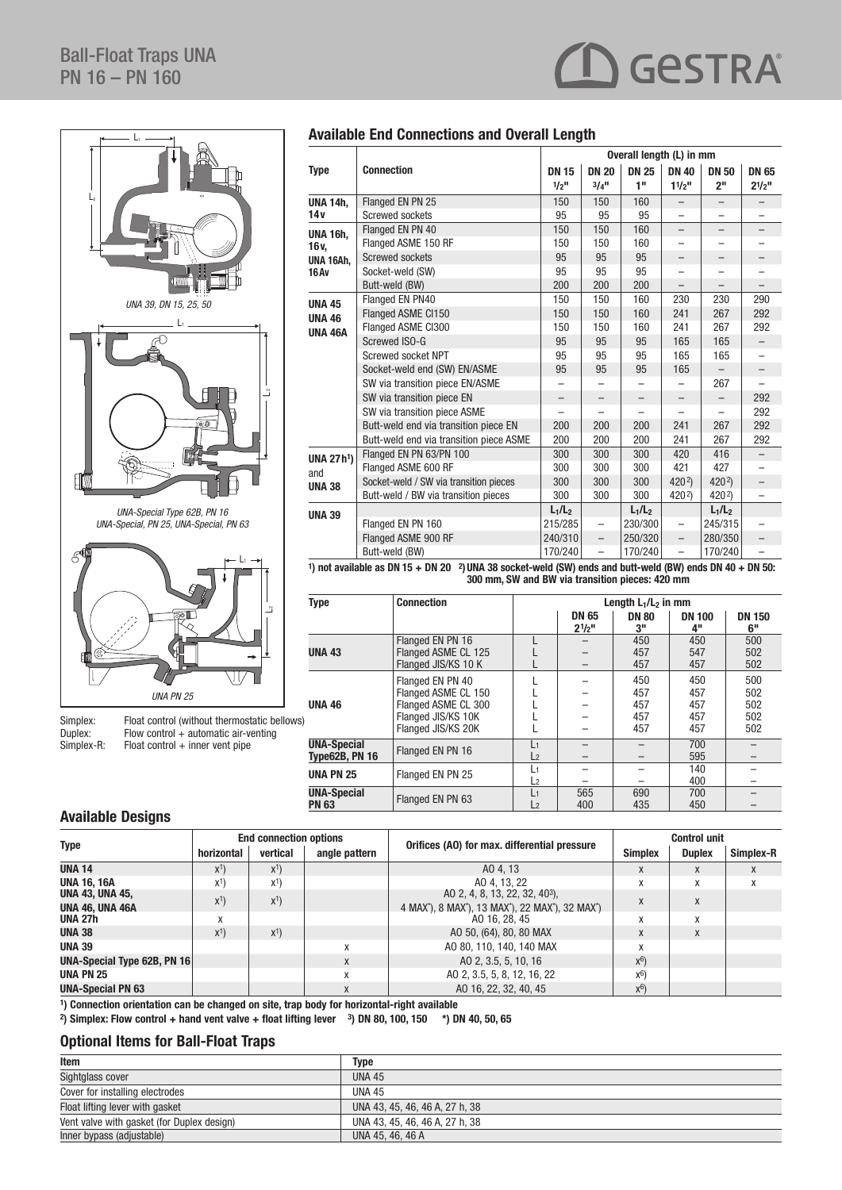# Ball-Float Traps UNA PN 16 – PN 160

UNA 39, DN 15, 25, 50

UNA-Special Type 62B, PN 16
UNA-Special, PN 25, UNA-Special, PN 63

UNA PN 25

Simplex: Float control (without thermostatic bellows)
Duplex: Flow control + automatic air-venting
Simplex-R: Float control + inner vent pipe

## Available End Connections and Overall Length

| Type | Connection | Overall length (L) in mm | | | | | |
|---|---|---|---|---|---|---|---|
| | | DN 15 1/2" | DN 20 3/4" | DN 25 1" | DN 40 1 1/2" | DN 50 2" | DN 65 2 1/2" |
| UNA 14h, 14v | Flanged EN PN 25 | 150 | 150 | 160 | – | – | – |
| | Screwed sockets | 95 | 95 | 95 | – | – | – |
| UNA 16h, 16v, UNA 16Ah, 16Av | Flanged EN PN 40 | 150 | 150 | 160 | – | – | – |
| | Flanged ASME 150 RF | 150 | 150 | 160 | – | – | – |
| | Screwed sockets | 95 | 95 | 95 | – | – | – |
| | Socket-weld (SW) | 95 | 95 | 95 | – | – | – |
| | Butt-weld (BW) | 200 | 200 | 200 | – | – | – |
| UNA 45 UNA 46 UNA 46A | Flanged EN PN40 | 150 | 150 | 160 | 230 | 230 | 290 |
| | Flanged ASME Cl150 | 150 | 150 | 160 | 241 | 267 | 292 |
| | Flanged ASME Cl300 | 150 | 150 | 160 | 241 | 267 | 292 |
| | Screwed ISO-G | 95 | 95 | 95 | 165 | 165 | – |
| | Screwed socket NPT | 95 | 95 | 95 | 165 | 165 | – |
| | Socket-weld end (SW) EN/ASME | 95 | 95 | 95 | 165 | – | – |
| | SW via transition piece EN/ASME | – | – | – | – | 267 | – |
| | SW via transition piece EN | – | – | – | – | – | 292 |
| | SW via transition piece ASME | – | – | – | – | – | 292 |
| | Butt-weld end via transition piece EN | 200 | 200 | 200 | 241 | 267 | 292 |
| | Butt-weld end via transition piece ASME | 200 | 200 | 200 | 241 | 267 | 292 |
| UNA 27h[1] and UNA 38 | Flanged EN PN 63/PN 100 | 300 | 300 | 300 | 420 | 416 | – |
| | Flanged ASME 600 RF | 300 | 300 | 300 | 421 | 427 | – |
| | Socket-weld / SW via transition pieces | 300 | 300 | 300 | 420[2] | 420[2] | – |
| | Butt-weld / BW via transition pieces | 300 | 300 | 300 | 420[2] | 420[2] | – |
| UNA 39 | | L1/L2 | | L1/L2 | | L1/L2 | |
| | Flanged EN PN 160 | 215/285 | – | 230/300 | – | 245/315 | – |
| | Flanged ASME 900 RF | 240/310 | – | 250/320 | – | 280/350 | – |
| | Butt-weld (BW) | 170/240 | – | 170/240 | – | 170/240 | – |

[1]) not available as DN 15 + DN 20 [2]) UNA 38 socket-weld (SW) ends and butt-weld (BW) ends DN 40 + DN 50: 300 mm, SW and BW via transition pieces: 420 mm

| Type | Connection | | Length $L_1/L_2$ in mm | | | |
|---|---|---|---|---|---|---|
| | | | DN 65 2 1/2" | DN 80 3" | DN 100 4" | DN 150 6" |
| UNA 43 | Flanged EN PN 16 | L | – | 450 | 450 | 500 |
| | Flanged ASME CL 125 | L | – | 457 | 547 | 502 |
| | Flanged JIS/KS 10 K | L | – | 457 | 457 | 502 |
| UNA 46 | Flanged EN PN 40 | L | – | 450 | 450 | 500 |
| | Flanged ASME CL 150 | L | – | 457 | 457 | 502 |
| | Flanged ASME CL 300 | L | – | 457 | 457 | 502 |
| | Flanged JIS/KS 10K | L | – | 457 | 457 | 502 |
| | Flanged JIS/KS 20K | L | – | 457 | 457 | 502 |
| UNA-Special Type62B, PN 16 | Flanged EN PN 16 | $L_1$ | – | – | 700 | – |
| | | $L_2$ | – | – | 595 | – |
| UNA PN 25 | Flanged EN PN 25 | $L_1$ | – | – | 140 | – |
| | | $L_2$ | – | – | 400 | – |
| UNA-Special PN 63 | Flanged EN PN 63 | $L_1$ | 565 | 690 | 700 | – |
| | | $L_2$ | 400 | 435 | 450 | – |

## Available Designs

| Type | End connection options | | | Orifices (AO) for max. differential pressure | Control unit | | |
|---|---|---|---|---|---|---|---|
| | horizontal | vertical | angle pattern | | Simplex | Duplex | Simplex-R |
| UNA 14 | x[1]) | x[1]) | | AO 4, 13 | x | x | x |
| UNA 16, 16A | x[1]) | x[1]) | | AO 4, 13, 22 | x | x | x |
| UNA 43, UNA 45, UNA 46, UNA 46A | x[1]) | x[1]) | | AO 2, 4, 8, 13, 22, 32, 40[3]), 4 MAX*), 8 MAX*), 13 MAX*), 22 MAX*), 32 MAX*) | x | x | |
| UNA 27h | x | | | AO 16, 28, 45 | x | x | |
| UNA 38 | x[1]) | x[1]) | | AO 50, (64), 80, 80 MAX | x | x | |
| UNA 39 | | | x | AO 80, 110, 140, 140 MAX | x | | |
| UNA-Special Type 62B, PN 16 | | | x | AO 2, 3.5, 5, 10, 16 | x[6]) | | |
| UNA PN 25 | | | x | AO 2, 3.5, 5, 8, 12, 16, 22 | x[6]) | | |
| UNA-Special PN 63 | | | x | AO 16, 22, 32, 40, 45 | x[6]) | | |

[1]) Connection orientation can be changed on site, trap body for horizontal-right available

[2]) Simplex: Flow control + hand vent valve + float lifting lever [3]) DN 80, 100, 150 *) DN 40, 50, 65

## Optional Items for Ball-Float Traps

| Item | Type |
|---|---|
| Sightglass cover | UNA 45 |
| Cover for installing electrodes | UNA 45 |
| Float lifting lever with gasket | UNA 43, 45, 46, 46 A, 27 h, 38 |
| Vent valve with gasket (for Duplex design) | UNA 43, 45, 46, 46 A, 27 h, 38 |
| Inner bypass (adjustable) | UNA 45, 46, 46 A |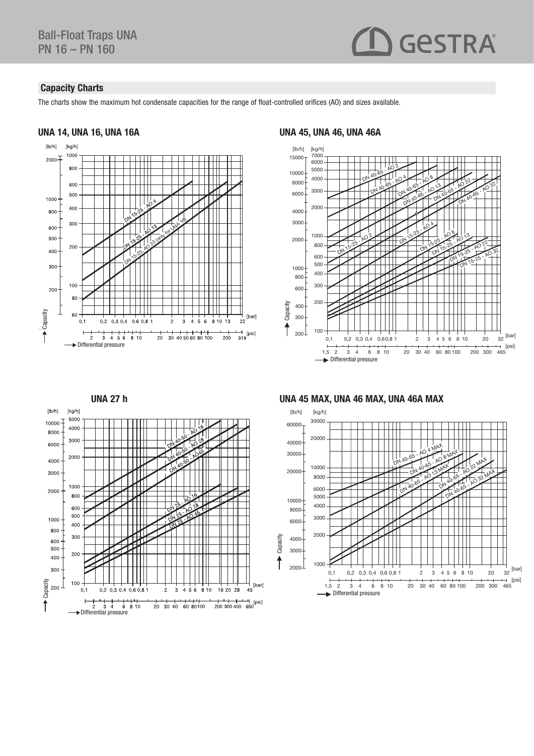## Capacity Charts

The charts show the maximum hot condensate capacities for the range of float-controlled orifices (AO) and sizes available.

### UNA 14, UNA 16, UNA 16A

### UNA 45, UNA 46, UNA 46A

### UNA 27 h

### UNA 45 MAX, UNA 46 MAX, UNA 46A MAX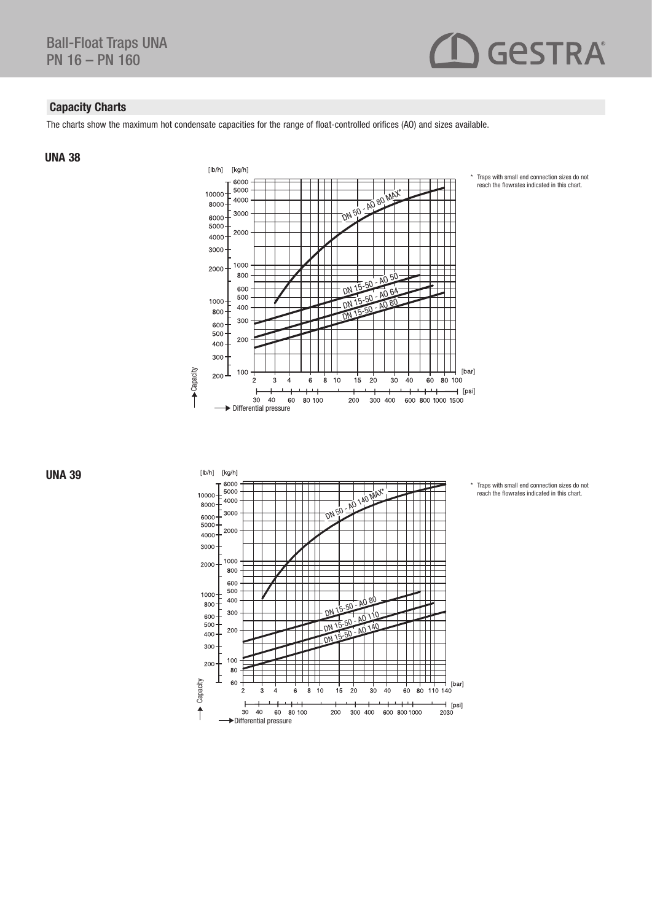## Capacity Charts

The charts show the maximum hot condensate capacities for the range of float-controlled orifices (AO) and sizes available.

### UNA 38

[lb/h] [kg/h]

Capacity

DN 50 - AO 80 MAX*

DN 15-50 - AO 50

DN 15-50 - AO 64

DN 15-50 - AO 80

[bar]

[psi]

Differential pressure

\* Traps with small end connection sizes do not reach the flowrates indicated in this chart.

### UNA 39

[lb/h] [kg/h]

Capacity

DN 50 - AO 140 MAX*

DN 15-50 - AO 80

DN 15-50 - AO 110

DN 15-50 - AO 140

[bar]

[psi]

Differential pressure

\* Traps with small end connection sizes do not reach the flowrates indicated in this chart.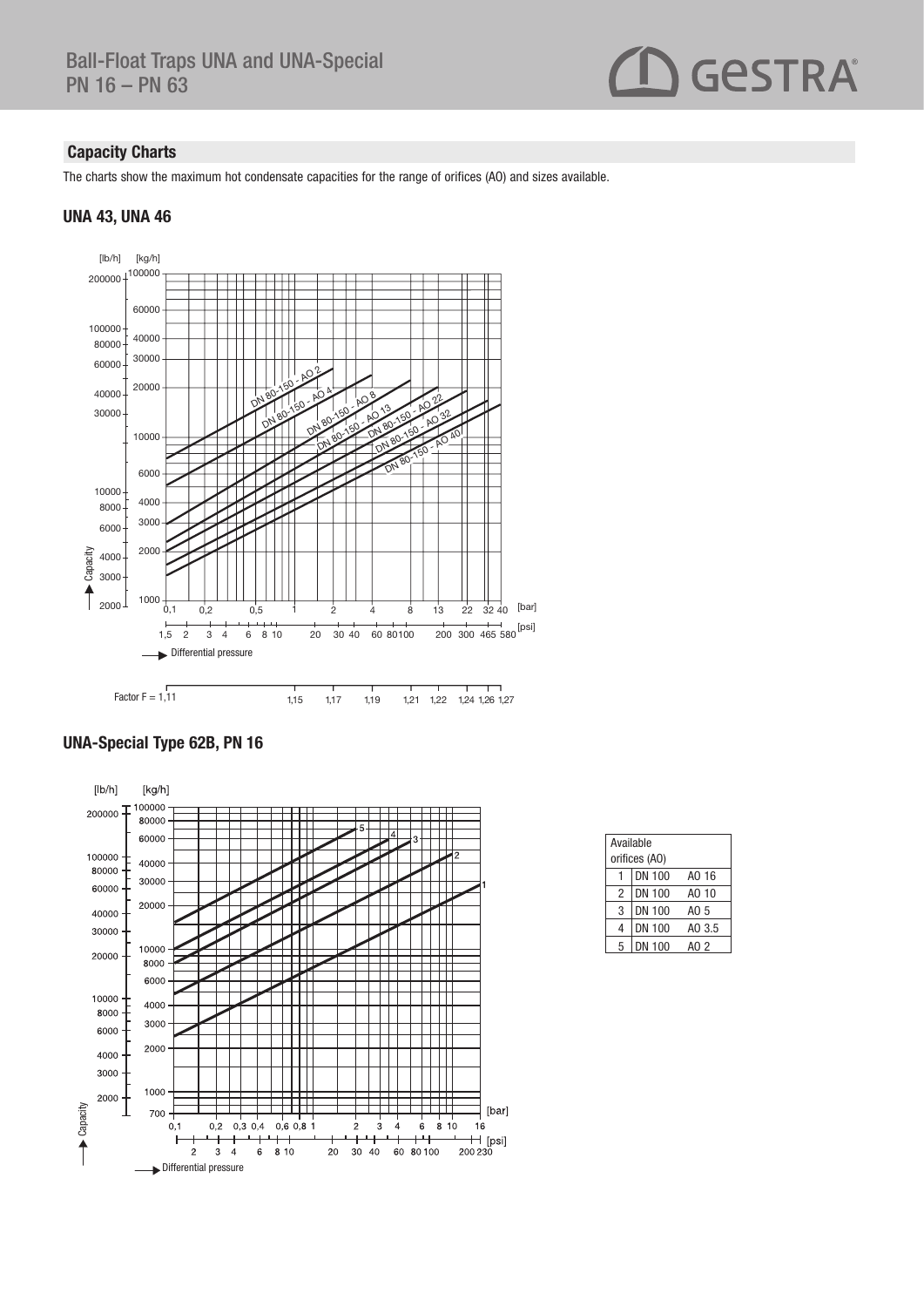## Capacity Charts

The charts show the maximum hot condensate capacities for the range of orifices (AO) and sizes available.

### UNA 43, UNA 46

[lb/h] [kg/h]

Capacity

DN 80-150 - AO 2
DN 80-150 - AO 4
DN 80-150 - AO 8
DN 80-150 - AO 13
DN 80-150 - AO 22
DN 80-150 - AO 32
DN 80-150 - AO 40

Differential pressure [bar] / [psi]

Factor F = 1,11 | 1,15 | 1,17 | 1,19 | 1,21 | 1,22 | 1,24 | 1,26 | 1,27

### UNA-Special Type 62B, PN 16

[lb/h] [kg/h]

Capacity

Differential pressure [bar] / [psi]

| Available orifices (AO) | | |
|---|---|---|
| 1 | DN 100 | AO 16 |
| 2 | DN 100 | AO 10 |
| 3 | DN 100 | AO 5 |
| 4 | DN 100 | AO 3.5 |
| 5 | DN 100 | AO 2 |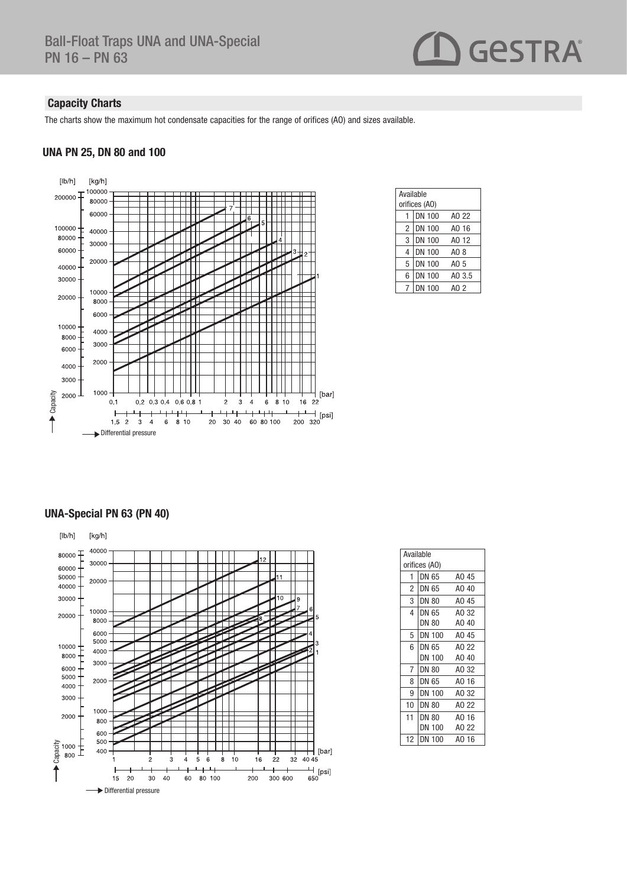## Capacity Charts

The charts show the maximum hot condensate capacities for the range of orifices (AO) and sizes available.

### UNA PN 25, DN 80 and 100

[lb/h] [kg/h]

200000, 100000, 80000, 60000, 40000, 30000, 20000, 10000, 8000, 6000, 4000, 3000, 2000

100000, 80000, 60000, 40000, 30000, 20000, 10000, 8000, 6000, 4000, 3000, 2000, 1000

Capacity

0,1 0,2 0,3 0,4 0,6 0,8 1 2 3 4 6 8 10 16 22 [bar]

1,5 2 3 4 6 8 10 20 30 40 60 80 100 200 320 [psi]

Differential pressure

| Available orifices (AO) | | |
|---|---|---|
| 1 | DN 100 | AO 22 |
| 2 | DN 100 | AO 16 |
| 3 | DN 100 | AO 12 |
| 4 | DN 100 | AO 8 |
| 5 | DN 100 | AO 5 |
| 6 | DN 100 | AO 3.5 |
| 7 | DN 100 | AO 2 |

### UNA-Special PN 63 (PN 40)

[lb/h] [kg/h]

80000, 60000, 50000, 40000, 30000, 20000, 10000, 8000, 6000, 5000, 4000, 3000, 2000, 1000, 800

40000, 30000, 20000, 10000, 8000, 6000, 5000, 4000, 3000, 2000, 1000, 800, 600, 500, 400

Capacity

1 2 3 4 5 6 8 10 16 22 32 40 45 [bar]

15 20 30 40 60 80 100 200 300 600 650 [psi]

Differential pressure

| Available orifices (AO) | | |
|---|---|---|
| 1 | DN 65 | AO 45 |
| 2 | DN 65 | AO 40 |
| 3 | DN 80 | AO 45 |
| 4 | DN 65<br>DN 80 | AO 32<br>AO 40 |
| 5 | DN 100 | AO 45 |
| 6 | DN 65<br>DN 100 | AO 22<br>AO 40 |
| 7 | DN 80 | AO 32 |
| 8 | DN 65 | AO 16 |
| 9 | DN 100 | AO 32 |
| 10 | DN 80 | AO 22 |
| 11 | DN 80<br>DN 100 | AO 16<br>AO 22 |
| 12 | DN 100 | AO 16 |